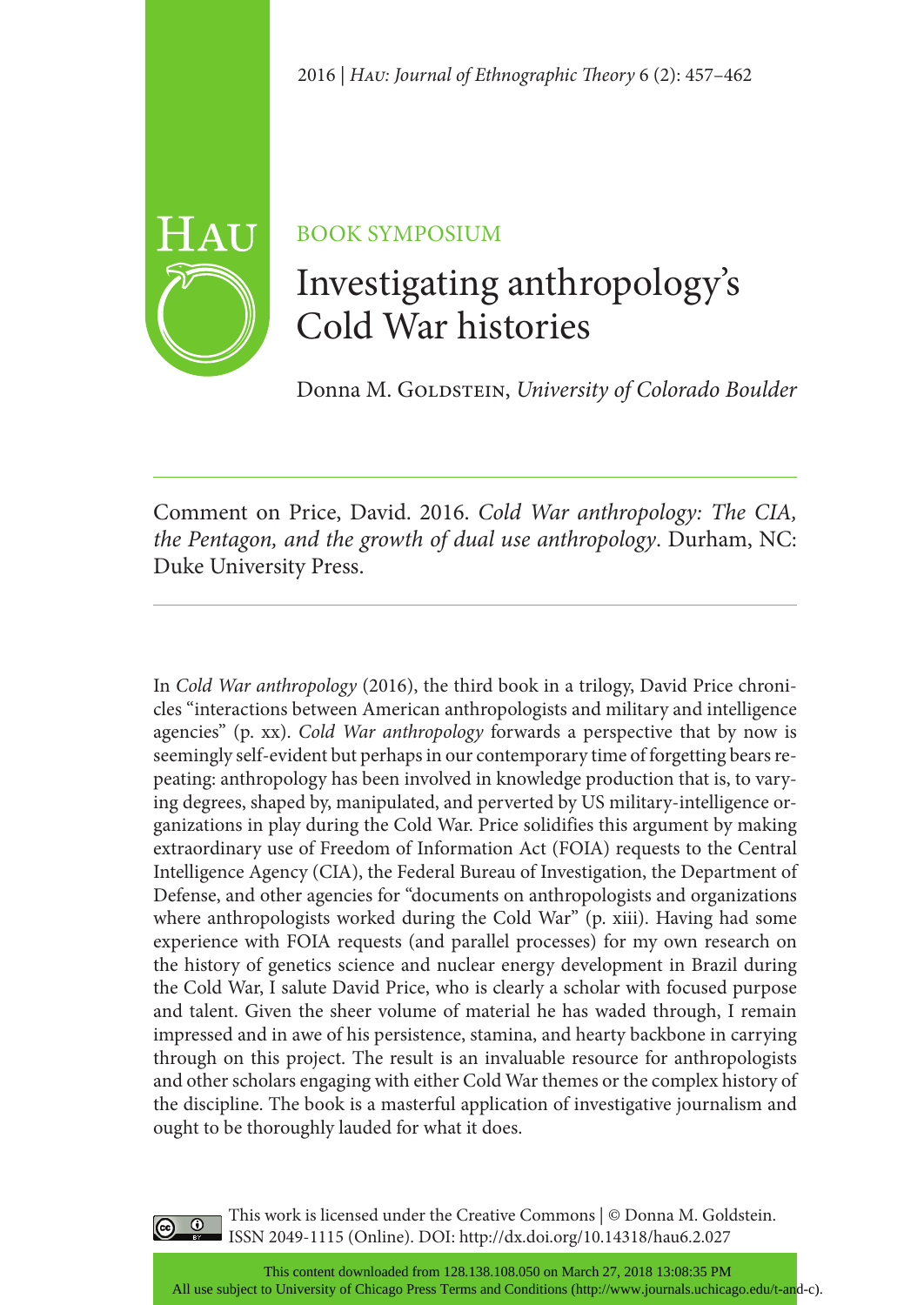BOOK SYMPOSIUM

# Investigating anthropology's Cold War histories

Donna M. Goldstein, *University of Colorado Boulder*

---

Comment on Price, David. 2016. *Cold War anthropology: The CIA, the Pentagon, and the growth of dual use anthropology*. Durham, NC: Duke University Press.

---

In *Cold War anthropology* (2016), the third book in a trilogy, David Price chronicles "interactions between American anthropologists and military and intelligence agencies" (p. xx). *Cold War anthropology* forwards a perspective that by now is seemingly self-evident but perhaps in our contemporary time of forgetting bears repeating: anthropology has been involved in knowledge production that is, to varying degrees, shaped by, manipulated, and perverted by US military-intelligence organizations in play during the Cold War. Price solidifies this argument by making extraordinary use of Freedom of Information Act (FOIA) requests to the Central Intelligence Agency (CIA), the Federal Bureau of Investigation, the Department of Defense, and other agencies for "documents on anthropologists and organizations where anthropologists worked during the Cold War" (p. xiii). Having had some experience with FOIA requests (and parallel processes) for my own research on the history of genetics science and nuclear energy development in Brazil during the Cold War, I salute David Price, who is clearly a scholar with focused purpose and talent. Given the sheer volume of material he has waded through, I remain impressed and in awe of his persistence, stamina, and hearty backbone in carrying through on this project. The result is an invaluable resource for anthropologists and other scholars engaging with either Cold War themes or the complex history of the discipline. The book is a masterful application of investigative journalism and ought to be thoroughly lauded for what it does.

This work is licensed under the Creative Commons | © Donna M. Goldstein.
ISSN 2049-1115 (Online). DOI: http://dx.doi.org/10.14318/hau6.2.027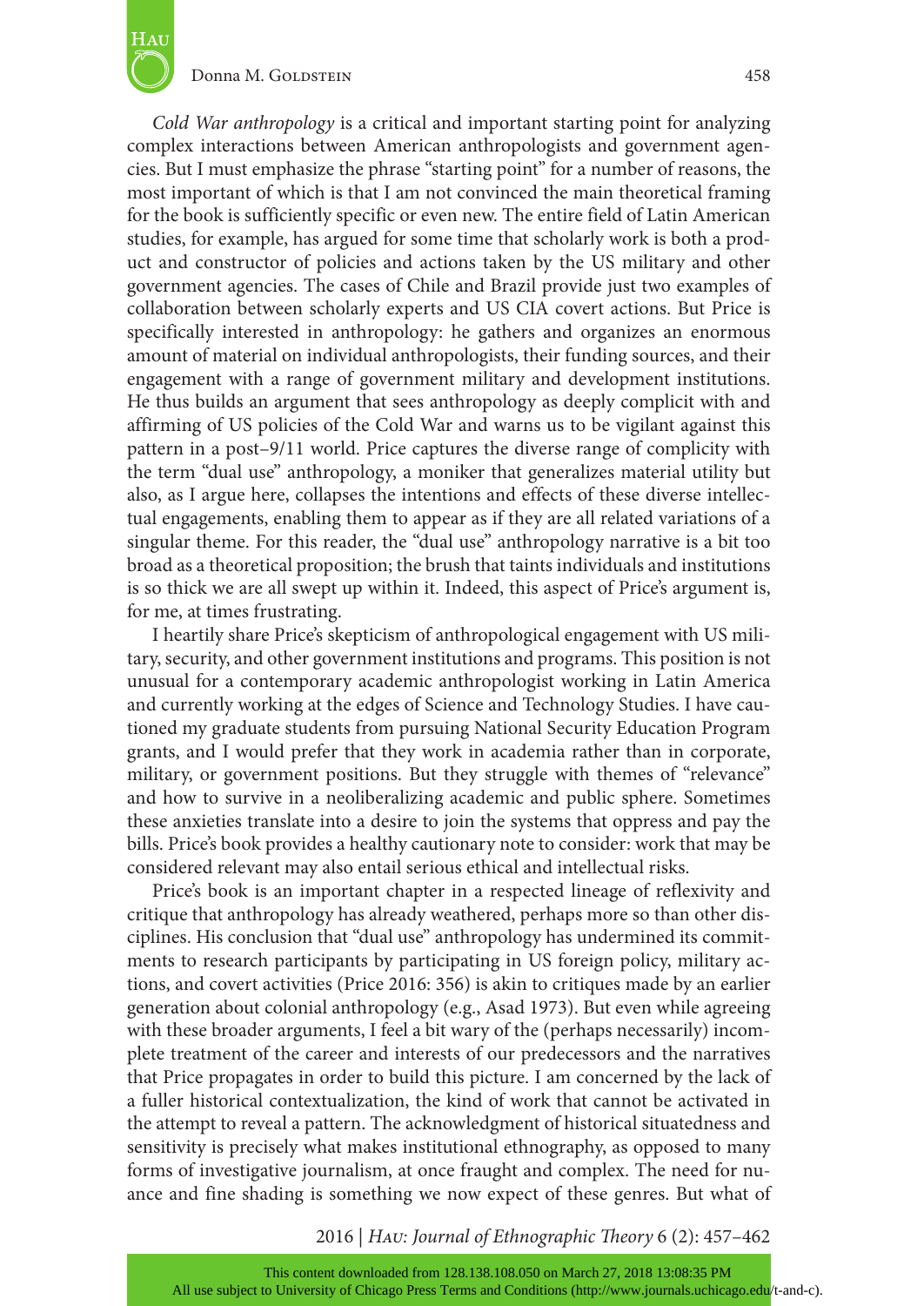*Cold War anthropology* is a critical and important starting point for analyzing complex interactions between American anthropologists and government agencies. But I must emphasize the phrase "starting point" for a number of reasons, the most important of which is that I am not convinced the main theoretical framing for the book is sufficiently specific or even new. The entire field of Latin American studies, for example, has argued for some time that scholarly work is both a product and constructor of policies and actions taken by the US military and other government agencies. The cases of Chile and Brazil provide just two examples of collaboration between scholarly experts and US CIA covert actions. But Price is specifically interested in anthropology: he gathers and organizes an enormous amount of material on individual anthropologists, their funding sources, and their engagement with a range of government military and development institutions. He thus builds an argument that sees anthropology as deeply complicit with and affirming of US policies of the Cold War and warns us to be vigilant against this pattern in a post–9/11 world. Price captures the diverse range of complicity with the term "dual use" anthropology, a moniker that generalizes material utility but also, as I argue here, collapses the intentions and effects of these diverse intellectual engagements, enabling them to appear as if they are all related variations of a singular theme. For this reader, the "dual use" anthropology narrative is a bit too broad as a theoretical proposition; the brush that taints individuals and institutions is so thick we are all swept up within it. Indeed, this aspect of Price's argument is, for me, at times frustrating.

I heartily share Price's skepticism of anthropological engagement with US military, security, and other government institutions and programs. This position is not unusual for a contemporary academic anthropologist working in Latin America and currently working at the edges of Science and Technology Studies. I have cautioned my graduate students from pursuing National Security Education Program grants, and I would prefer that they work in academia rather than in corporate, military, or government positions. But they struggle with themes of "relevance" and how to survive in a neoliberalizing academic and public sphere. Sometimes these anxieties translate into a desire to join the systems that oppress and pay the bills. Price's book provides a healthy cautionary note to consider: work that may be considered relevant may also entail serious ethical and intellectual risks.

Price's book is an important chapter in a respected lineage of reflexivity and critique that anthropology has already weathered, perhaps more so than other disciplines. His conclusion that "dual use" anthropology has undermined its commitments to research participants by participating in US foreign policy, military actions, and covert activities (Price 2016: 356) is akin to critiques made by an earlier generation about colonial anthropology (e.g., Asad 1973). But even while agreeing with these broader arguments, I feel a bit wary of the (perhaps necessarily) incomplete treatment of the career and interests of our predecessors and the narratives that Price propagates in order to build this picture. I am concerned by the lack of a fuller historical contextualization, the kind of work that cannot be activated in the attempt to reveal a pattern. The acknowledgment of historical situatedness and sensitivity is precisely what makes institutional ethnography, as opposed to many forms of investigative journalism, at once fraught and complex. The need for nuance and fine shading is something we now expect of these genres. But what of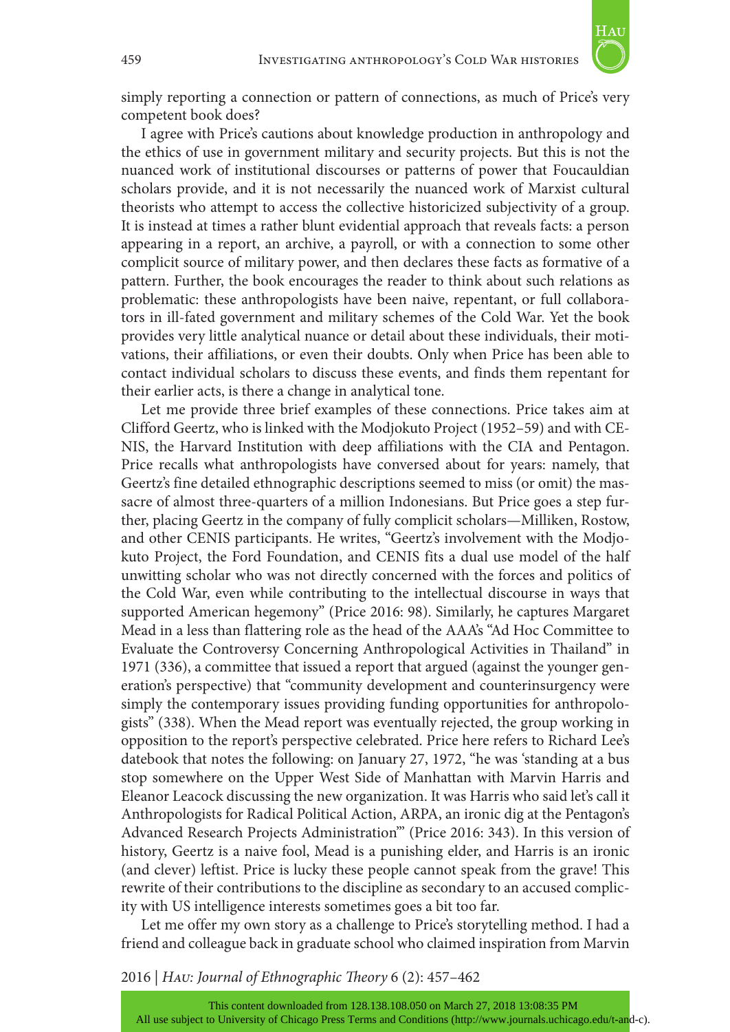simply reporting a connection or pattern of connections, as much of Price's very competent book does?

I agree with Price's cautions about knowledge production in anthropology and the ethics of use in government military and security projects. But this is not the nuanced work of institutional discourses or patterns of power that Foucauldian scholars provide, and it is not necessarily the nuanced work of Marxist cultural theorists who attempt to access the collective historicized subjectivity of a group. It is instead at times a rather blunt evidential approach that reveals facts: a person appearing in a report, an archive, a payroll, or with a connection to some other complicit source of military power, and then declares these facts as formative of a pattern. Further, the book encourages the reader to think about such relations as problematic: these anthropologists have been naive, repentant, or full collaborators in ill-fated government and military schemes of the Cold War. Yet the book provides very little analytical nuance or detail about these individuals, their motivations, their affiliations, or even their doubts. Only when Price has been able to contact individual scholars to discuss these events, and finds them repentant for their earlier acts, is there a change in analytical tone.

Let me provide three brief examples of these connections. Price takes aim at Clifford Geertz, who is linked with the Modjokuto Project (1952–59) and with CENIS, the Harvard Institution with deep affiliations with the CIA and Pentagon. Price recalls what anthropologists have conversed about for years: namely, that Geertz's fine detailed ethnographic descriptions seemed to miss (or omit) the massacre of almost three-quarters of a million Indonesians. But Price goes a step further, placing Geertz in the company of fully complicit scholars—Milliken, Rostow, and other CENIS participants. He writes, "Geertz's involvement with the Modjokuto Project, the Ford Foundation, and CENIS fits a dual use model of the half unwitting scholar who was not directly concerned with the forces and politics of the Cold War, even while contributing to the intellectual discourse in ways that supported American hegemony" (Price 2016: 98). Similarly, he captures Margaret Mead in a less than flattering role as the head of the AAA's "Ad Hoc Committee to Evaluate the Controversy Concerning Anthropological Activities in Thailand" in 1971 (336), a committee that issued a report that argued (against the younger generation's perspective) that "community development and counterinsurgency were simply the contemporary issues providing funding opportunities for anthropologists" (338). When the Mead report was eventually rejected, the group working in opposition to the report's perspective celebrated. Price here refers to Richard Lee's datebook that notes the following: on January 27, 1972, "he was 'standing at a bus stop somewhere on the Upper West Side of Manhattan with Marvin Harris and Eleanor Leacock discussing the new organization. It was Harris who said let's call it Anthropologists for Radical Political Action, ARPA, an ironic dig at the Pentagon's Advanced Research Projects Administration'" (Price 2016: 343). In this version of history, Geertz is a naive fool, Mead is a punishing elder, and Harris is an ironic (and clever) leftist. Price is lucky these people cannot speak from the grave! This rewrite of their contributions to the discipline as secondary to an accused complicity with US intelligence interests sometimes goes a bit too far.

Let me offer my own story as a challenge to Price's storytelling method. I had a friend and colleague back in graduate school who claimed inspiration from Marvin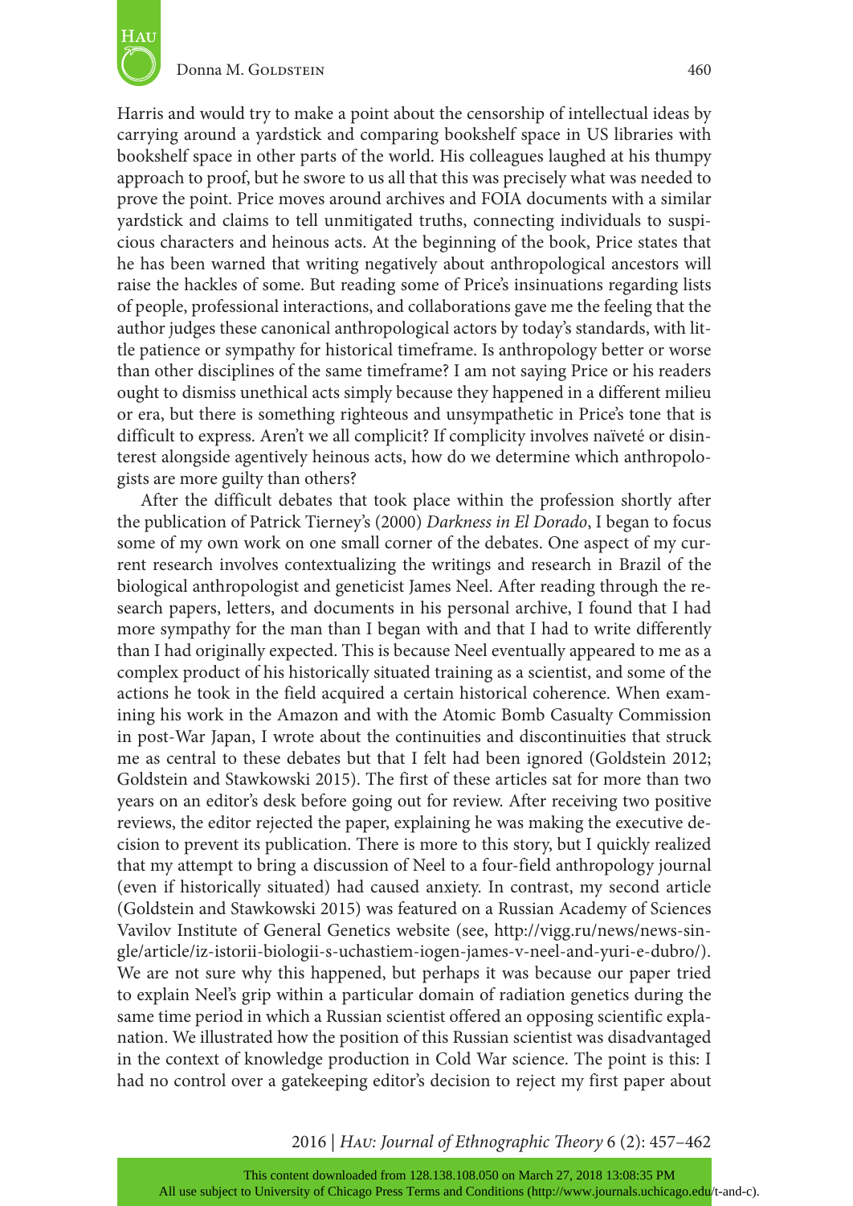Harris and would try to make a point about the censorship of intellectual ideas by carrying around a yardstick and comparing bookshelf space in US libraries with bookshelf space in other parts of the world. His colleagues laughed at his thumpy approach to proof, but he swore to us all that this was precisely what was needed to prove the point. Price moves around archives and FOIA documents with a similar yardstick and claims to tell unmitigated truths, connecting individuals to suspicious characters and heinous acts. At the beginning of the book, Price states that he has been warned that writing negatively about anthropological ancestors will raise the hackles of some. But reading some of Price's insinuations regarding lists of people, professional interactions, and collaborations gave me the feeling that the author judges these canonical anthropological actors by today's standards, with little patience or sympathy for historical timeframe. Is anthropology better or worse than other disciplines of the same timeframe? I am not saying Price or his readers ought to dismiss unethical acts simply because they happened in a different milieu or era, but there is something righteous and unsympathetic in Price's tone that is difficult to express. Aren't we all complicit? If complicity involves naïveté or disinterest alongside agentively heinous acts, how do we determine which anthropologists are more guilty than others?

After the difficult debates that took place within the profession shortly after the publication of Patrick Tierney's (2000) *Darkness in El Dorado*, I began to focus some of my own work on one small corner of the debates. One aspect of my current research involves contextualizing the writings and research in Brazil of the biological anthropologist and geneticist James Neel. After reading through the research papers, letters, and documents in his personal archive, I found that I had more sympathy for the man than I began with and that I had to write differently than I had originally expected. This is because Neel eventually appeared to me as a complex product of his historically situated training as a scientist, and some of the actions he took in the field acquired a certain historical coherence. When examining his work in the Amazon and with the Atomic Bomb Casualty Commission in post-War Japan, I wrote about the continuities and discontinuities that struck me as central to these debates but that I felt had been ignored (Goldstein 2012; Goldstein and Stawkowski 2015). The first of these articles sat for more than two years on an editor's desk before going out for review. After receiving two positive reviews, the editor rejected the paper, explaining he was making the executive decision to prevent its publication. There is more to this story, but I quickly realized that my attempt to bring a discussion of Neel to a four-field anthropology journal (even if historically situated) had caused anxiety. In contrast, my second article (Goldstein and Stawkowski 2015) was featured on a Russian Academy of Sciences Vavilov Institute of General Genetics website (see, http://vigg.ru/news/news-single/article/iz-istorii-biologii-s-uchastiem-iogen-james-v-neel-and-yuri-e-dubro/). We are not sure why this happened, but perhaps it was because our paper tried to explain Neel's grip within a particular domain of radiation genetics during the same time period in which a Russian scientist offered an opposing scientific explanation. We illustrated how the position of this Russian scientist was disadvantaged in the context of knowledge production in Cold War science. The point is this: I had no control over a gatekeeping editor's decision to reject my first paper about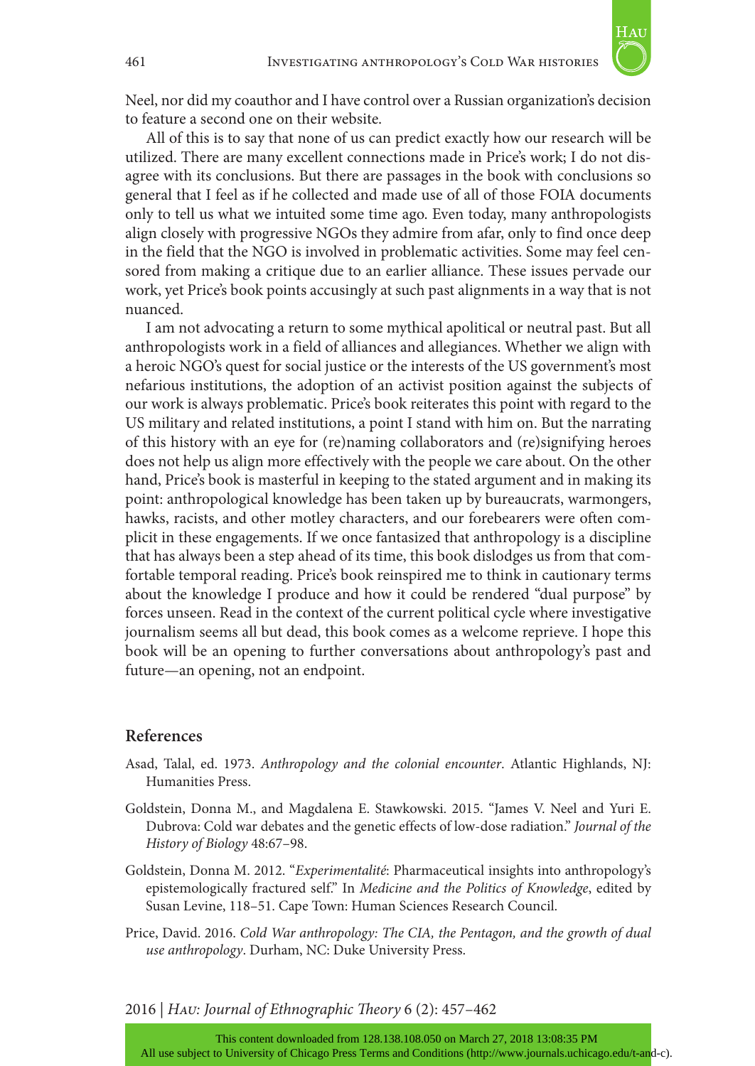Neel, nor did my coauthor and I have control over a Russian organization's decision to feature a second one on their website.

All of this is to say that none of us can predict exactly how our research will be utilized. There are many excellent connections made in Price's work; I do not disagree with its conclusions. But there are passages in the book with conclusions so general that I feel as if he collected and made use of all of those FOIA documents only to tell us what we intuited some time ago. Even today, many anthropologists align closely with progressive NGOs they admire from afar, only to find once deep in the field that the NGO is involved in problematic activities. Some may feel censored from making a critique due to an earlier alliance. These issues pervade our work, yet Price's book points accusingly at such past alignments in a way that is not nuanced.

I am not advocating a return to some mythical apolitical or neutral past. But all anthropologists work in a field of alliances and allegiances. Whether we align with a heroic NGO's quest for social justice or the interests of the US government's most nefarious institutions, the adoption of an activist position against the subjects of our work is always problematic. Price's book reiterates this point with regard to the US military and related institutions, a point I stand with him on. But the narrating of this history with an eye for (re)naming collaborators and (re)signifying heroes does not help us align more effectively with the people we care about. On the other hand, Price's book is masterful in keeping to the stated argument and in making its point: anthropological knowledge has been taken up by bureaucrats, warmongers, hawks, racists, and other motley characters, and our forebearers were often complicit in these engagements. If we once fantasized that anthropology is a discipline that has always been a step ahead of its time, this book dislodges us from that comfortable temporal reading. Price's book reinspired me to think in cautionary terms about the knowledge I produce and how it could be rendered "dual purpose" by forces unseen. Read in the context of the current political cycle where investigative journalism seems all but dead, this book comes as a welcome reprieve. I hope this book will be an opening to further conversations about anthropology's past and future—an opening, not an endpoint.

## References

Asad, Talal, ed. 1973. *Anthropology and the colonial encounter*. Atlantic Highlands, NJ: Humanities Press.

Goldstein, Donna M., and Magdalena E. Stawkowski. 2015. "James V. Neel and Yuri E. Dubrova: Cold war debates and the genetic effects of low-dose radiation." *Journal of the History of Biology* 48:67–98.

Goldstein, Donna M. 2012. "*Experimentalité*: Pharmaceutical insights into anthropology's epistemologically fractured self." In *Medicine and the Politics of Knowledge*, edited by Susan Levine, 118–51. Cape Town: Human Sciences Research Council.

Price, David. 2016. *Cold War anthropology: The CIA, the Pentagon, and the growth of dual use anthropology*. Durham, NC: Duke University Press.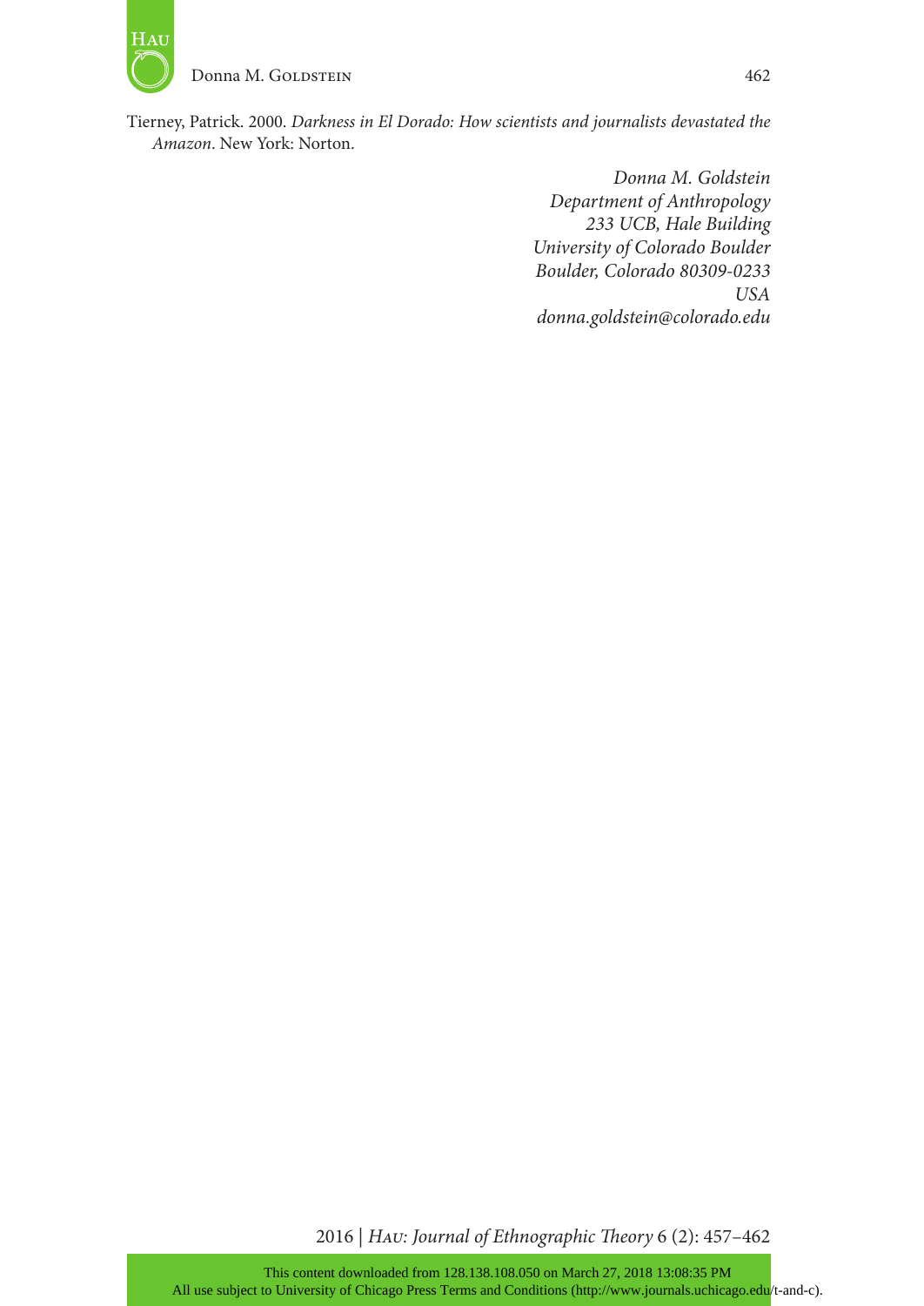Tierney, Patrick. 2000. *Darkness in El Dorado: How scientists and journalists devastated the Amazon*. New York: Norton.

*Donna M. Goldstein*
*Department of Anthropology*
*233 UCB, Hale Building*
*University of Colorado Boulder*
*Boulder, Colorado 80309-0233*
*USA*
*donna.goldstein@colorado.edu*